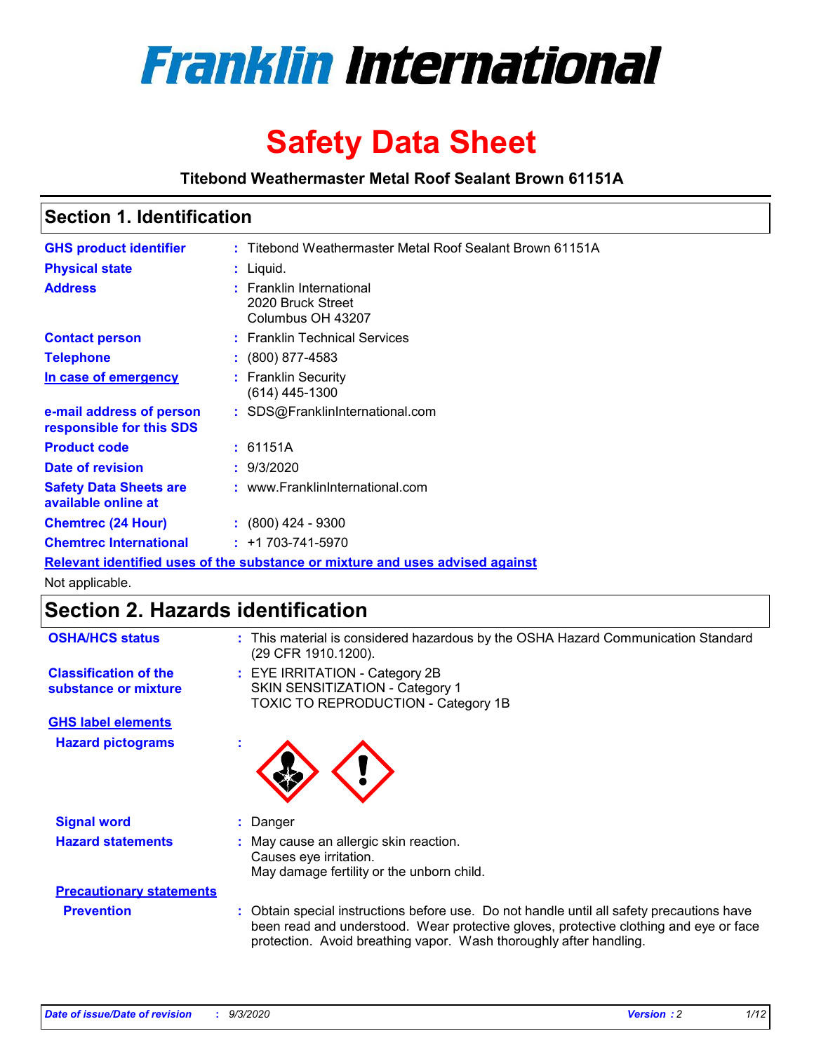# Franklin International

# Safety Data Sheet

**Titebond Weathermaster Metal Roof Sealant Brown 61151A**

## Section 1. Identification

| | | |
|---|---|---|
| **GHS product identifier** | : | Titebond Weathermaster Metal Roof Sealant Brown 61151A |
| **Physical state** | : | Liquid. |
| **Address** | : | Franklin International<br>2020 Bruck Street<br>Columbus OH 43207 |
| **Contact person** | : | Franklin Technical Services |
| **Telephone** | : | (800) 877-4583 |
| **In case of emergency** | : | Franklin Security<br>(614) 445-1300 |
| **e-mail address of person responsible for this SDS** | : | SDS@FranklinInternational.com |
| **Product code** | : | 61151A |
| **Date of revision** | : | 9/3/2020 |
| **Safety Data Sheets are available online at** | : | www.FranklinInternational.com |
| **Chemtrec (24 Hour)** | : | (800) 424 - 9300 |
| **Chemtrec International** | : | +1 703-741-5970 |

**Relevant identified uses of the substance or mixture and uses advised against**

Not applicable.

## Section 2. Hazards identification

| | | |
|---|---|---|
| **OSHA/HCS status** | : | This material is considered hazardous by the OSHA Hazard Communication Standard (29 CFR 1910.1200). |
| **Classification of the substance or mixture** | : | EYE IRRITATION - Category 2B<br>SKIN SENSITIZATION - Category 1<br>TOXIC TO REPRODUCTION - Category 1B |

**GHS label elements**

**Hazard pictograms** :

| | | |
|---|---|---|
| **Signal word** | : | Danger |
| **Hazard statements** | : | May cause an allergic skin reaction.<br>Causes eye irritation.<br>May damage fertility or the unborn child. |

**Precautionary statements**

| | | |
|---|---|---|
| **Prevention** | : | Obtain special instructions before use. Do not handle until all safety precautions have been read and understood. Wear protective gloves, protective clothing and eye or face protection. Avoid breathing vapor. Wash thoroughly after handling. |

*Date of issue/Date of revision* : *9/3/2020* *Version : 2*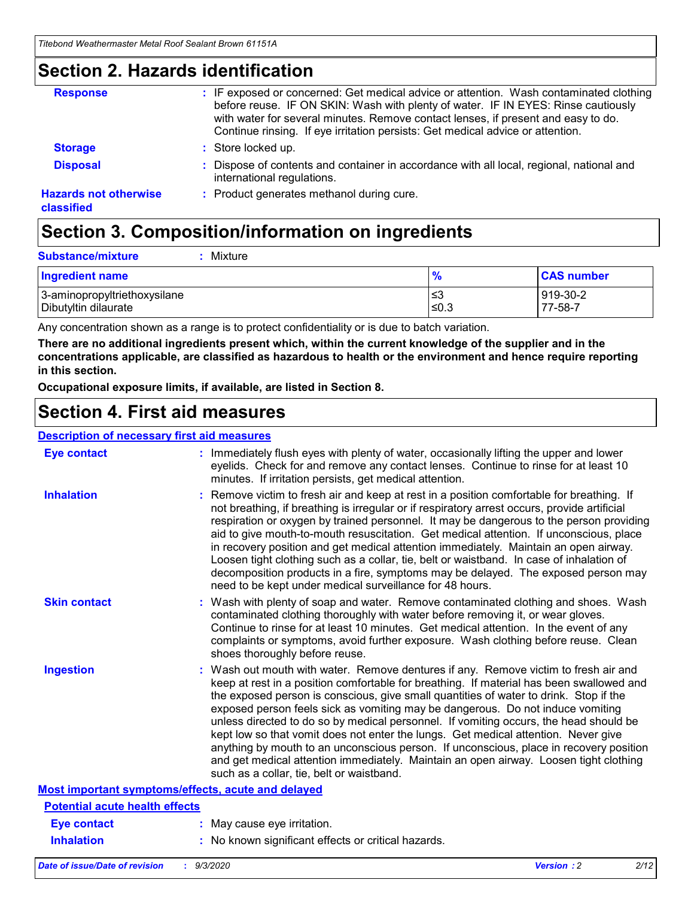## Section 2. Hazards identification

**Response** : IF exposed or concerned: Get medical advice or attention. Wash contaminated clothing before reuse. IF ON SKIN: Wash with plenty of water. IF IN EYES: Rinse cautiously with water for several minutes. Remove contact lenses, if present and easy to do. Continue rinsing. If eye irritation persists: Get medical advice or attention.

**Storage** : Store locked up.

**Disposal** : Dispose of contents and container in accordance with all local, regional, national and international regulations.

**Hazards not otherwise classified** : Product generates methanol during cure.

## Section 3. Composition/information on ingredients

**Substance/mixture** : Mixture

| Ingredient name | % | CAS number |
|---|---|---|
| 3-aminopropyltriethoxysilane | ≤3 | 919-30-2 |
| Dibutyltin dilaurate | ≤0.3 | 77-58-7 |

Any concentration shown as a range is to protect confidentiality or is due to batch variation.

**There are no additional ingredients present which, within the current knowledge of the supplier and in the concentrations applicable, are classified as hazardous to health or the environment and hence require reporting in this section.**

**Occupational exposure limits, if available, are listed in Section 8.**

## Section 4. First aid measures

### Description of necessary first aid measures

**Eye contact** : Immediately flush eyes with plenty of water, occasionally lifting the upper and lower eyelids. Check for and remove any contact lenses. Continue to rinse for at least 10 minutes. If irritation persists, get medical attention.

**Inhalation** : Remove victim to fresh air and keep at rest in a position comfortable for breathing. If not breathing, if breathing is irregular or if respiratory arrest occurs, provide artificial respiration or oxygen by trained personnel. It may be dangerous to the person providing aid to give mouth-to-mouth resuscitation. Get medical attention. If unconscious, place in recovery position and get medical attention immediately. Maintain an open airway. Loosen tight clothing such as a collar, tie, belt or waistband. In case of inhalation of decomposition products in a fire, symptoms may be delayed. The exposed person may need to be kept under medical surveillance for 48 hours.

**Skin contact** : Wash with plenty of soap and water. Remove contaminated clothing and shoes. Wash contaminated clothing thoroughly with water before removing it, or wear gloves. Continue to rinse for at least 10 minutes. Get medical attention. In the event of any complaints or symptoms, avoid further exposure. Wash clothing before reuse. Clean shoes thoroughly before reuse.

**Ingestion** : Wash out mouth with water. Remove dentures if any. Remove victim to fresh air and keep at rest in a position comfortable for breathing. If material has been swallowed and the exposed person is conscious, give small quantities of water to drink. Stop if the exposed person feels sick as vomiting may be dangerous. Do not induce vomiting unless directed to do so by medical personnel. If vomiting occurs, the head should be kept low so that vomit does not enter the lungs. Get medical attention. Never give anything by mouth to an unconscious person. If unconscious, place in recovery position and get medical attention immediately. Maintain an open airway. Loosen tight clothing such as a collar, tie, belt or waistband.

### Most important symptoms/effects, acute and delayed

#### Potential acute health effects

**Eye contact** : May cause eye irritation.

**Inhalation** : No known significant effects or critical hazards.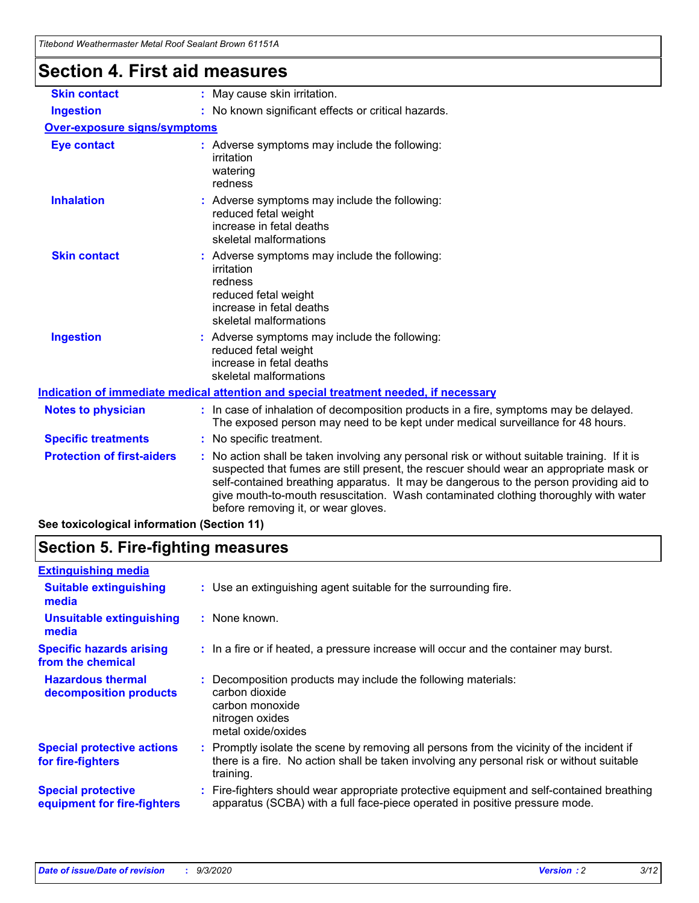## Section 4. First aid measures

| | |
|---|---|
| **Skin contact** | : May cause skin irritation. |
| **Ingestion** | : No known significant effects or critical hazards. |

**Over-exposure signs/symptoms**

| | |
|---|---|
| **Eye contact** | : Adverse symptoms may include the following:<br>irritation<br>watering<br>redness |
| **Inhalation** | : Adverse symptoms may include the following:<br>reduced fetal weight<br>increase in fetal deaths<br>skeletal malformations |
| **Skin contact** | : Adverse symptoms may include the following:<br>irritation<br>redness<br>reduced fetal weight<br>increase in fetal deaths<br>skeletal malformations |
| **Ingestion** | : Adverse symptoms may include the following:<br>reduced fetal weight<br>increase in fetal deaths<br>skeletal malformations |

**Indication of immediate medical attention and special treatment needed, if necessary**

| | |
|---|---|
| **Notes to physician** | : In case of inhalation of decomposition products in a fire, symptoms may be delayed. The exposed person may need to be kept under medical surveillance for 48 hours. |
| **Specific treatments** | : No specific treatment. |
| **Protection of first-aiders** | : No action shall be taken involving any personal risk or without suitable training. If it is suspected that fumes are still present, the rescuer should wear an appropriate mask or self-contained breathing apparatus. It may be dangerous to the person providing aid to give mouth-to-mouth resuscitation. Wash contaminated clothing thoroughly with water before removing it, or wear gloves. |

**See toxicological information (Section 11)**

## Section 5. Fire-fighting measures

**Extinguishing media**

| | |
|---|---|
| **Suitable extinguishing media** | : Use an extinguishing agent suitable for the surrounding fire. |
| **Unsuitable extinguishing media** | : None known. |
| **Specific hazards arising from the chemical** | : In a fire or if heated, a pressure increase will occur and the container may burst. |
| **Hazardous thermal decomposition products** | : Decomposition products may include the following materials:<br>carbon dioxide<br>carbon monoxide<br>nitrogen oxides<br>metal oxide/oxides |
| **Special protective actions for fire-fighters** | : Promptly isolate the scene by removing all persons from the vicinity of the incident if there is a fire. No action shall be taken involving any personal risk or without suitable training. |
| **Special protective equipment for fire-fighters** | : Fire-fighters should wear appropriate protective equipment and self-contained breathing apparatus (SCBA) with a full face-piece operated in positive pressure mode. |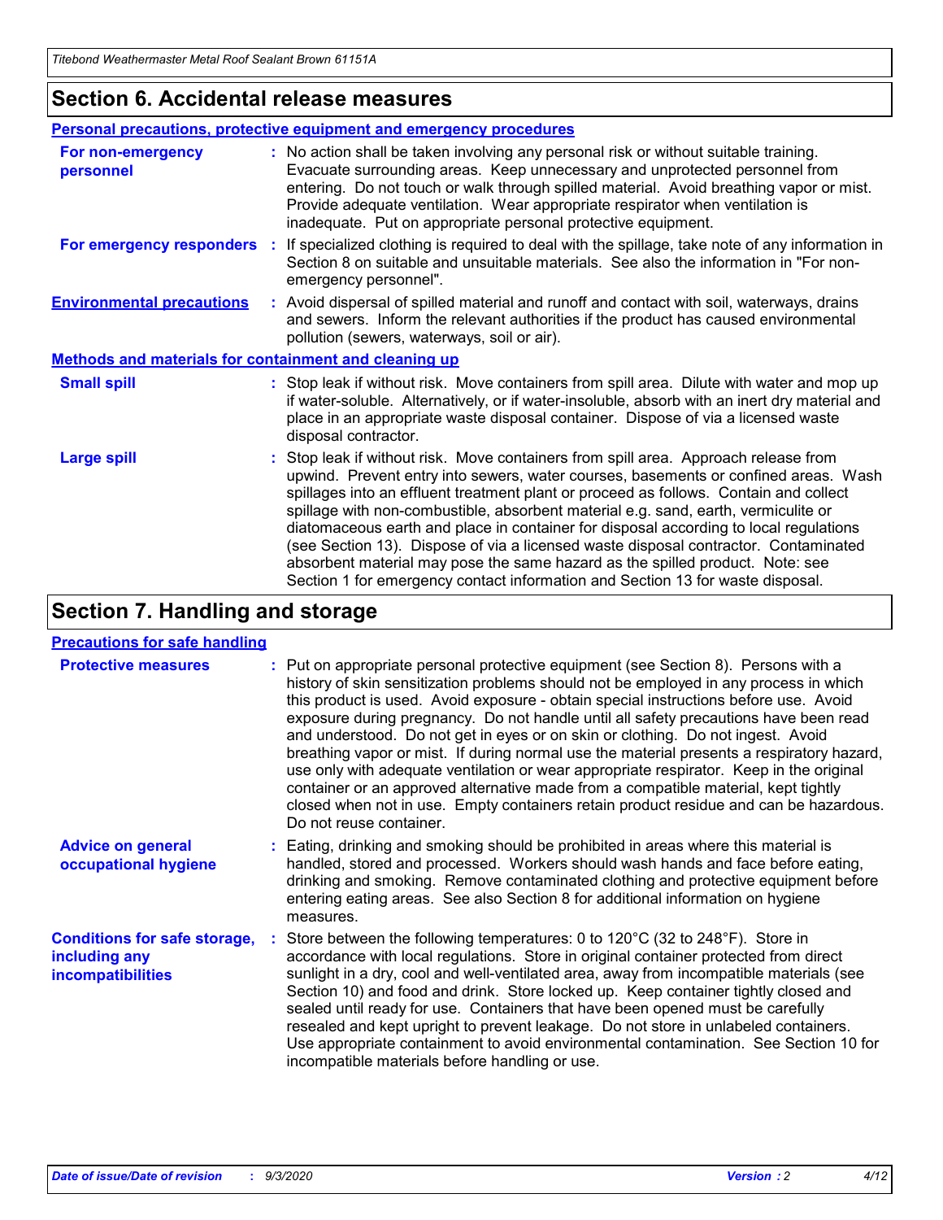## Section 6. Accidental release measures

### Personal precautions, protective equipment and emergency procedures

**For non-emergency personnel** : No action shall be taken involving any personal risk or without suitable training. Evacuate surrounding areas. Keep unnecessary and unprotected personnel from entering. Do not touch or walk through spilled material. Avoid breathing vapor or mist. Provide adequate ventilation. Wear appropriate respirator when ventilation is inadequate. Put on appropriate personal protective equipment.

**For emergency responders** : If specialized clothing is required to deal with the spillage, take note of any information in Section 8 on suitable and unsuitable materials. See also the information in "For non-emergency personnel".

**Environmental precautions** : Avoid dispersal of spilled material and runoff and contact with soil, waterways, drains and sewers. Inform the relevant authorities if the product has caused environmental pollution (sewers, waterways, soil or air).

### Methods and materials for containment and cleaning up

**Small spill** : Stop leak if without risk. Move containers from spill area. Dilute with water and mop up if water-soluble. Alternatively, or if water-insoluble, absorb with an inert dry material and place in an appropriate waste disposal container. Dispose of via a licensed waste disposal contractor.

**Large spill** : Stop leak if without risk. Move containers from spill area. Approach release from upwind. Prevent entry into sewers, water courses, basements or confined areas. Wash spillages into an effluent treatment plant or proceed as follows. Contain and collect spillage with non-combustible, absorbent material e.g. sand, earth, vermiculite or diatomaceous earth and place in container for disposal according to local regulations (see Section 13). Dispose of via a licensed waste disposal contractor. Contaminated absorbent material may pose the same hazard as the spilled product. Note: see Section 1 for emergency contact information and Section 13 for waste disposal.

## Section 7. Handling and storage

### Precautions for safe handling

**Protective measures** : Put on appropriate personal protective equipment (see Section 8). Persons with a history of skin sensitization problems should not be employed in any process in which this product is used. Avoid exposure - obtain special instructions before use. Avoid exposure during pregnancy. Do not handle until all safety precautions have been read and understood. Do not get in eyes or on skin or clothing. Do not ingest. Avoid breathing vapor or mist. If during normal use the material presents a respiratory hazard, use only with adequate ventilation or wear appropriate respirator. Keep in the original container or an approved alternative made from a compatible material, kept tightly closed when not in use. Empty containers retain product residue and can be hazardous. Do not reuse container.

**Advice on general occupational hygiene** : Eating, drinking and smoking should be prohibited in areas where this material is handled, stored and processed. Workers should wash hands and face before eating, drinking and smoking. Remove contaminated clothing and protective equipment before entering eating areas. See also Section 8 for additional information on hygiene measures.

**Conditions for safe storage, including any incompatibilities** : Store between the following temperatures: 0 to 120°C (32 to 248°F). Store in accordance with local regulations. Store in original container protected from direct sunlight in a dry, cool and well-ventilated area, away from incompatible materials (see Section 10) and food and drink. Store locked up. Keep container tightly closed and sealed until ready for use. Containers that have been opened must be carefully resealed and kept upright to prevent leakage. Do not store in unlabeled containers. Use appropriate containment to avoid environmental contamination. See Section 10 for incompatible materials before handling or use.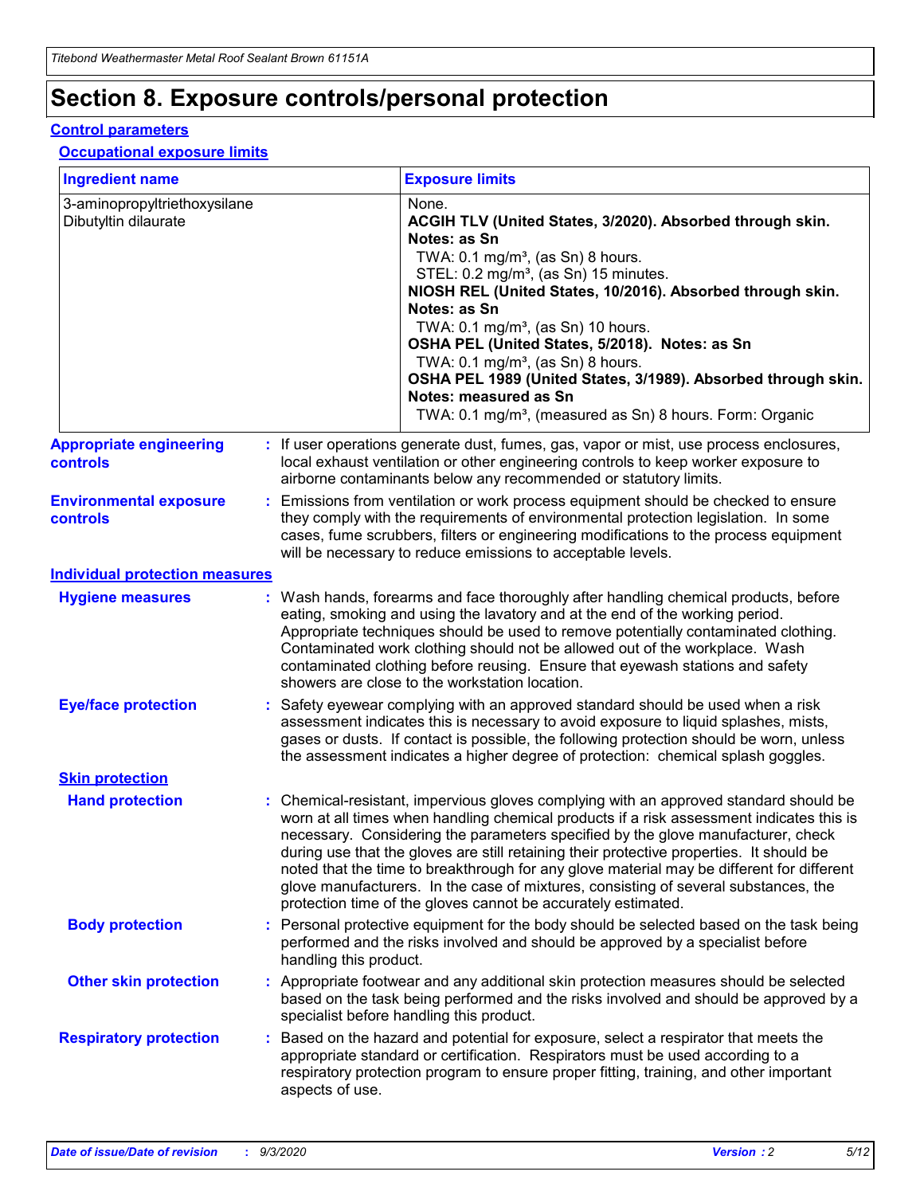# Section 8. Exposure controls/personal protection

## Control parameters

### Occupational exposure limits

| Ingredient name | Exposure limits |
| --- | --- |
| 3-aminopropyltriethoxysilane<br>Dibutyltin dilaurate | None.<br>**ACGIH TLV (United States, 3/2020). Absorbed through skin. Notes: as Sn**<br>TWA: 0.1 mg/m³, (as Sn) 8 hours.<br>STEL: 0.2 mg/m³, (as Sn) 15 minutes.<br>**NIOSH REL (United States, 10/2016). Absorbed through skin. Notes: as Sn**<br>TWA: 0.1 mg/m³, (as Sn) 10 hours.<br>**OSHA PEL (United States, 5/2018). Notes: as Sn**<br>TWA: 0.1 mg/m³, (as Sn) 8 hours.<br>**OSHA PEL 1989 (United States, 3/1989). Absorbed through skin. Notes: measured as Sn**<br>TWA: 0.1 mg/m³, (measured as Sn) 8 hours. Form: Organic |

**Appropriate engineering controls** : If user operations generate dust, fumes, gas, vapor or mist, use process enclosures, local exhaust ventilation or other engineering controls to keep worker exposure to airborne contaminants below any recommended or statutory limits.

**Environmental exposure controls** : Emissions from ventilation or work process equipment should be checked to ensure they comply with the requirements of environmental protection legislation. In some cases, fume scrubbers, filters or engineering modifications to the process equipment will be necessary to reduce emissions to acceptable levels.

## Individual protection measures

**Hygiene measures** : Wash hands, forearms and face thoroughly after handling chemical products, before eating, smoking and using the lavatory and at the end of the working period. Appropriate techniques should be used to remove potentially contaminated clothing. Contaminated work clothing should not be allowed out of the workplace. Wash contaminated clothing before reusing. Ensure that eyewash stations and safety showers are close to the workstation location.

**Eye/face protection** : Safety eyewear complying with an approved standard should be used when a risk assessment indicates this is necessary to avoid exposure to liquid splashes, mists, gases or dusts. If contact is possible, the following protection should be worn, unless the assessment indicates a higher degree of protection: chemical splash goggles.

### Skin protection

**Hand protection** : Chemical-resistant, impervious gloves complying with an approved standard should be worn at all times when handling chemical products if a risk assessment indicates this is necessary. Considering the parameters specified by the glove manufacturer, check during use that the gloves are still retaining their protective properties. It should be noted that the time to breakthrough for any glove material may be different for different glove manufacturers. In the case of mixtures, consisting of several substances, the protection time of the gloves cannot be accurately estimated.

**Body protection** : Personal protective equipment for the body should be selected based on the task being performed and the risks involved and should be approved by a specialist before handling this product.

**Other skin protection** : Appropriate footwear and any additional skin protection measures should be selected based on the task being performed and the risks involved and should be approved by a specialist before handling this product.

**Respiratory protection** : Based on the hazard and potential for exposure, select a respirator that meets the appropriate standard or certification. Respirators must be used according to a respiratory protection program to ensure proper fitting, training, and other important aspects of use.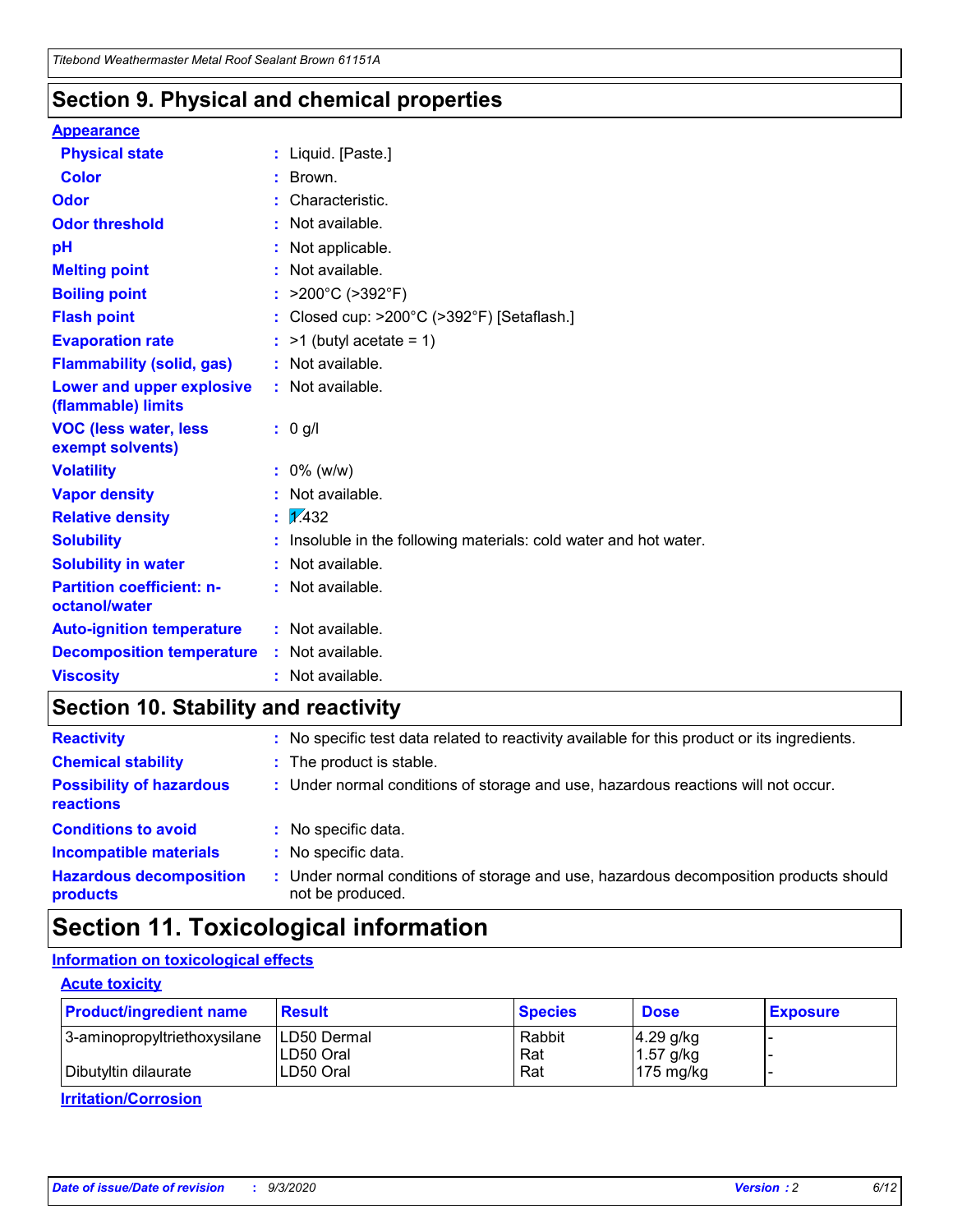## Section 9. Physical and chemical properties

**Appearance**

| | |
|---|---|
| **Physical state** | : Liquid. [Paste.] |
| **Color** | : Brown. |
| **Odor** | : Characteristic. |
| **Odor threshold** | : Not available. |
| **pH** | : Not applicable. |
| **Melting point** | : Not available. |
| **Boiling point** | : >200°C (>392°F) |
| **Flash point** | : Closed cup: >200°C (>392°F) [Setaflash.] |
| **Evaporation rate** | : >1 (butyl acetate = 1) |
| **Flammability (solid, gas)** | : Not available. |
| **Lower and upper explosive (flammable) limits** | : Not available. |
| **VOC (less water, less exempt solvents)** | : 0 g/l |
| **Volatility** | : 0% (w/w) |
| **Vapor density** | : Not available. |
| **Relative density** | : 1.432 |
| **Solubility** | : Insoluble in the following materials: cold water and hot water. |
| **Solubility in water** | : Not available. |
| **Partition coefficient: n-octanol/water** | : Not available. |
| **Auto-ignition temperature** | : Not available. |
| **Decomposition temperature** | : Not available. |
| **Viscosity** | : Not available. |

## Section 10. Stability and reactivity

| | |
|---|---|
| **Reactivity** | : No specific test data related to reactivity available for this product or its ingredients. |
| **Chemical stability** | : The product is stable. |
| **Possibility of hazardous reactions** | : Under normal conditions of storage and use, hazardous reactions will not occur. |
| **Conditions to avoid** | : No specific data. |
| **Incompatible materials** | : No specific data. |
| **Hazardous decomposition products** | : Under normal conditions of storage and use, hazardous decomposition products should not be produced. |

## Section 11. Toxicological information

**Information on toxicological effects**

**Acute toxicity**

| Product/ingredient name | Result | Species | Dose | Exposure |
|---|---|---|---|---|
| 3-aminopropyltriethoxysilane | LD50 Dermal | Rabbit | 4.29 g/kg | - |
| | LD50 Oral | Rat | 1.57 g/kg | - |
| Dibutyltin dilaurate | LD50 Oral | Rat | 175 mg/kg | - |

**Irritation/Corrosion**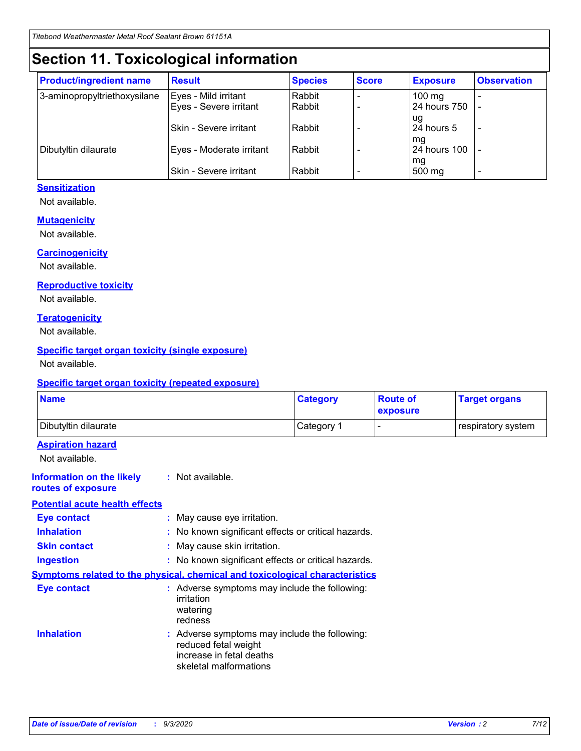# Section 11. Toxicological information

| Product/ingredient name | Result | Species | Score | Exposure | Observation |
|---|---|---|---|---|---|
| 3-aminopropyltriethoxysilane | Eyes - Mild irritant | Rabbit | - | 100 mg | - |
| | Eyes - Severe irritant | Rabbit | - | 24 hours 750 ug | - |
| | Skin - Severe irritant | Rabbit | - | 24 hours 5 mg | - |
| Dibutyltin dilaurate | Eyes - Moderate irritant | Rabbit | - | 24 hours 100 mg | - |
| | Skin - Severe irritant | Rabbit | - | 500 mg | - |

### Sensitization

Not available.

### Mutagenicity

Not available.

### Carcinogenicity

Not available.

### Reproductive toxicity

Not available.

### Teratogenicity

Not available.

### Specific target organ toxicity (single exposure)

Not available.

### Specific target organ toxicity (repeated exposure)

| Name | Category | Route of exposure | Target organs |
|---|---|---|---|
| Dibutyltin dilaurate | Category 1 | - | respiratory system |

### Aspiration hazard

Not available.

**Information on the likely routes of exposure** : Not available.

### Potential acute health effects

**Eye contact** : May cause eye irritation.

**Inhalation** : No known significant effects or critical hazards.

**Skin contact** : May cause skin irritation.

**Ingestion** : No known significant effects or critical hazards.

### Symptoms related to the physical, chemical and toxicological characteristics

**Eye contact** : Adverse symptoms may include the following:
irritation
watering
redness

**Inhalation** : Adverse symptoms may include the following:
reduced fetal weight
increase in fetal deaths
skeletal malformations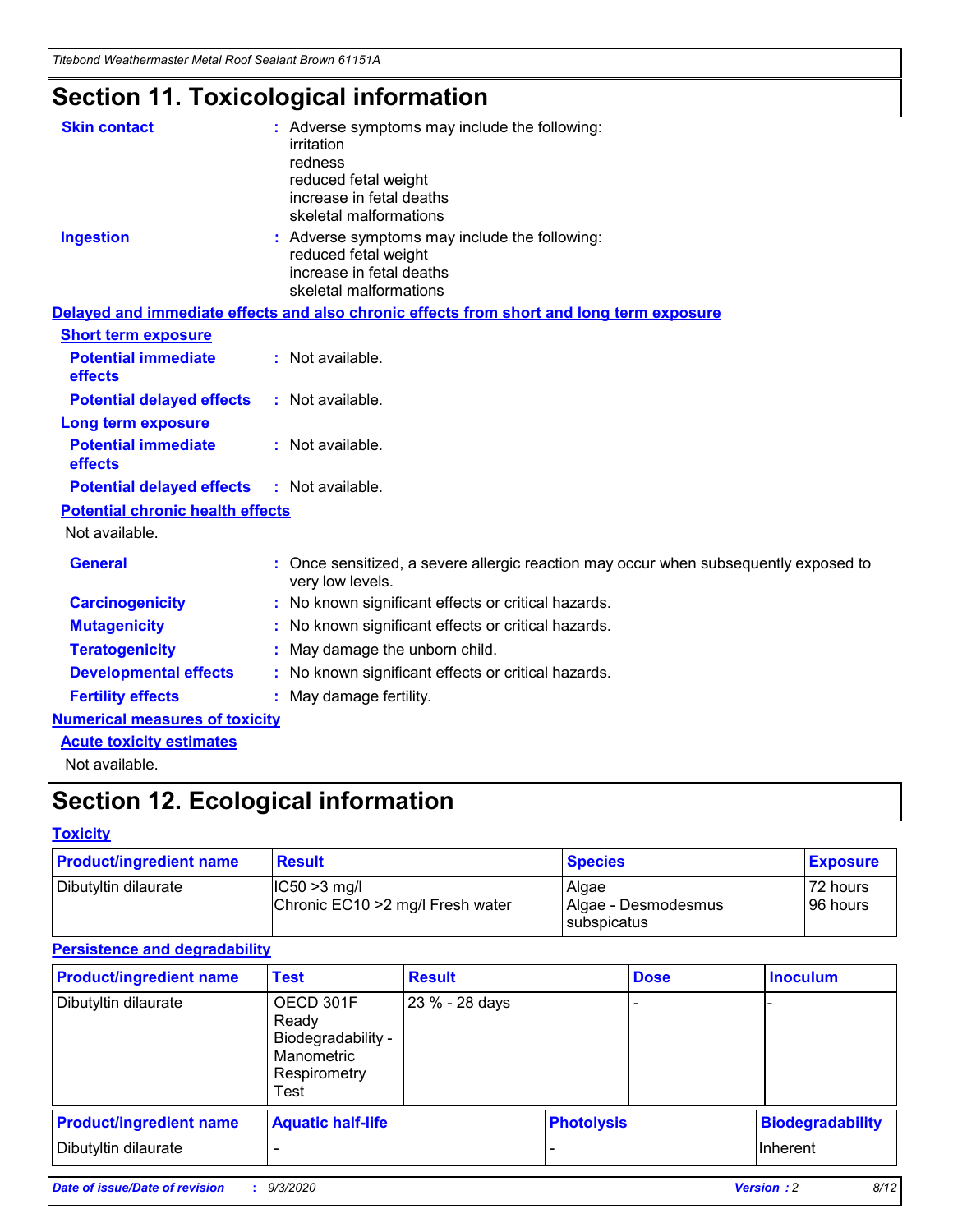# Section 11. Toxicological information

**Skin contact** : Adverse symptoms may include the following:
irritation
redness
reduced fetal weight
increase in fetal deaths
skeletal malformations

**Ingestion** : Adverse symptoms may include the following:
reduced fetal weight
increase in fetal deaths
skeletal malformations

**Delayed and immediate effects and also chronic effects from short and long term exposure**

**Short term exposure**

**Potential immediate effects** : Not available.

**Potential delayed effects** : Not available.

**Long term exposure**

**Potential immediate effects** : Not available.

**Potential delayed effects** : Not available.

**Potential chronic health effects**

Not available.

**General** : Once sensitized, a severe allergic reaction may occur when subsequently exposed to very low levels.

**Carcinogenicity** : No known significant effects or critical hazards.

**Mutagenicity** : No known significant effects or critical hazards.

**Teratogenicity** : May damage the unborn child.

**Developmental effects** : No known significant effects or critical hazards.

**Fertility effects** : May damage fertility.

**Numerical measures of toxicity**

**Acute toxicity estimates**

Not available.

# Section 12. Ecological information

**Toxicity**

| Product/ingredient name | Result | Species | Exposure |
|---|---|---|---|
| Dibutyltin dilaurate | IC50 >3 mg/l<br>Chronic EC10 >2 mg/l Fresh water | Algae<br>Algae - Desmodesmus subspicatus | 72 hours<br>96 hours |

**Persistence and degradability**

| Product/ingredient name | Test | Result | Dose | Inoculum |
|---|---|---|---|---|
| Dibutyltin dilaurate | OECD 301F Ready Biodegradability - Manometric Respirometry Test | 23 % - 28 days | - | - |

| Product/ingredient name | Aquatic half-life | Photolysis | Biodegradability |
|---|---|---|---|
| Dibutyltin dilaurate | - | - | Inherent |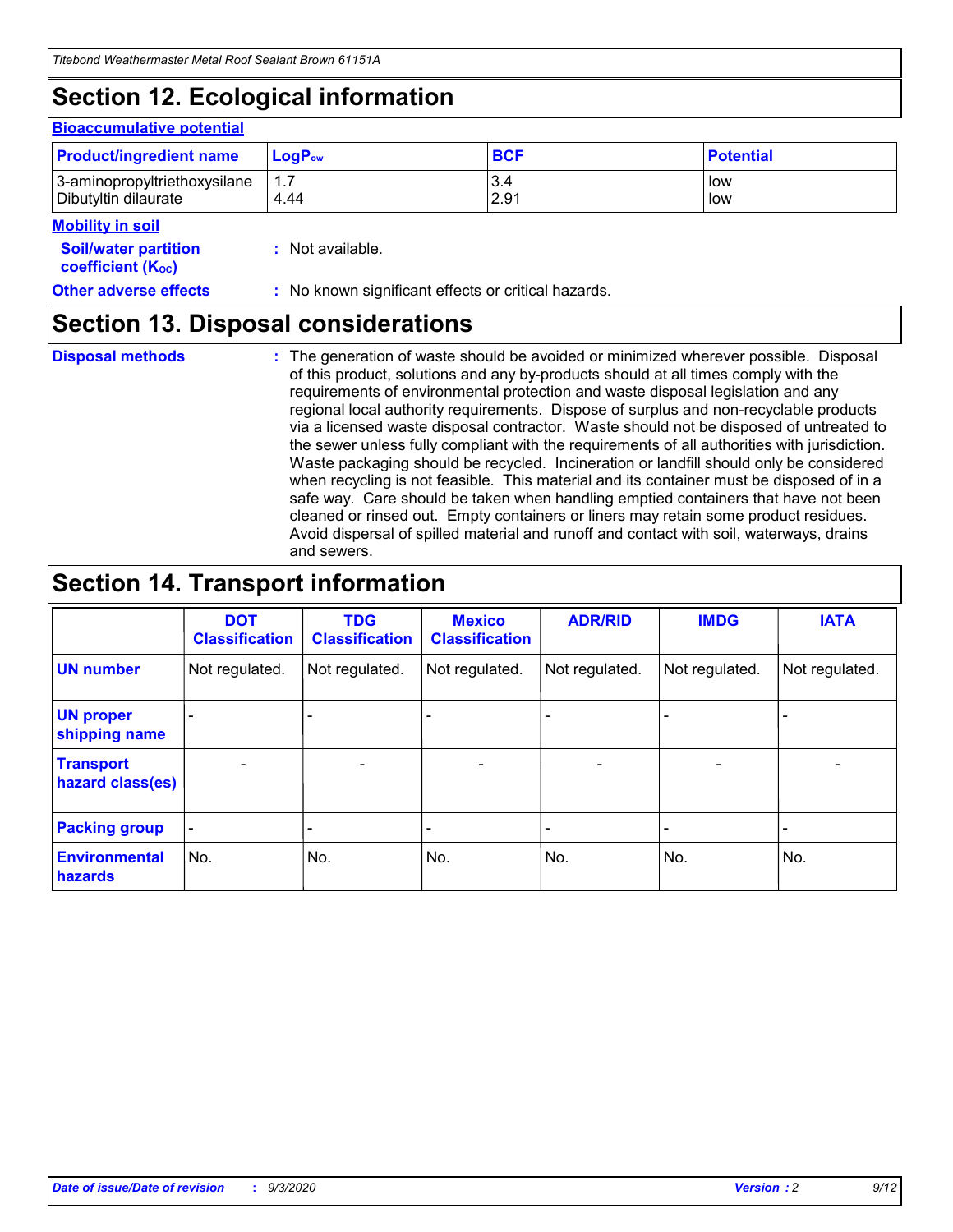# Section 12. Ecological information

### Bioaccumulative potential

| Product/ingredient name | $LogP_{ow}$ | BCF | Potential |
| --- | --- | --- | --- |
| 3-aminopropyltriethoxysilane | 1.7 | 3.4 | low |
| Dibutyltin dilaurate | 4.44 | 2.91 | low |

### Mobility in soil

**Soil/water partition coefficient ($K_{OC}$)** : Not available.

**Other adverse effects** : No known significant effects or critical hazards.

# Section 13. Disposal considerations

**Disposal methods** : The generation of waste should be avoided or minimized wherever possible. Disposal of this product, solutions and any by-products should at all times comply with the requirements of environmental protection and waste disposal legislation and any regional local authority requirements. Dispose of surplus and non-recyclable products via a licensed waste disposal contractor. Waste should not be disposed of untreated to the sewer unless fully compliant with the requirements of all authorities with jurisdiction. Waste packaging should be recycled. Incineration or landfill should only be considered when recycling is not feasible. This material and its container must be disposed of in a safe way. Care should be taken when handling emptied containers that have not been cleaned or rinsed out. Empty containers or liners may retain some product residues. Avoid dispersal of spilled material and runoff and contact with soil, waterways, drains and sewers.

# Section 14. Transport information

| | DOT Classification | TDG Classification | Mexico Classification | ADR/RID | IMDG | IATA |
| --- | --- | --- | --- | --- | --- | --- |
| UN number | Not regulated. | Not regulated. | Not regulated. | Not regulated. | Not regulated. | Not regulated. |
| UN proper shipping name | - | - | - | - | - | - |
| Transport hazard class(es) | - | - | - | - | - | - |
| Packing group | - | - | - | - | - | - |
| Environmental hazards | No. | No. | No. | No. | No. | No. |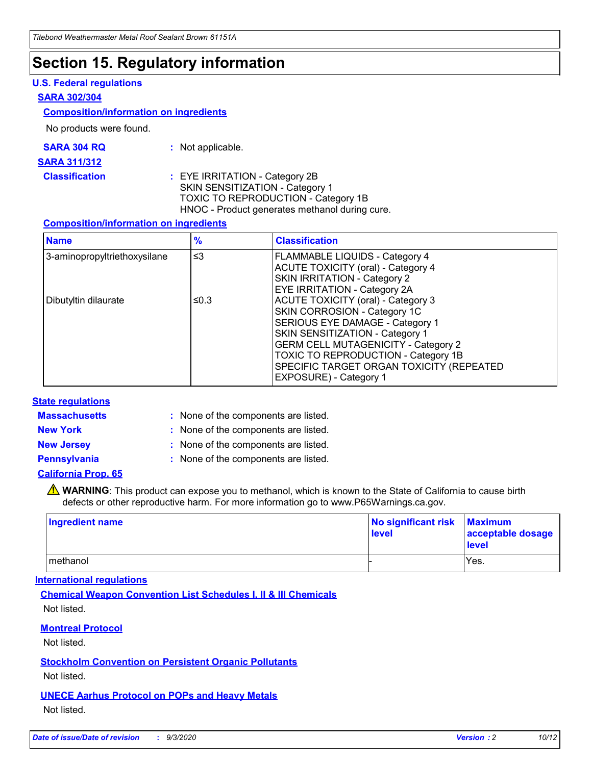# Section 15. Regulatory information

### U.S. Federal regulations

**SARA 302/304**

**Composition/information on ingredients**

No products were found.

**SARA 304 RQ** : Not applicable.

**SARA 311/312**

**Classification** : EYE IRRITATION - Category 2B
SKIN SENSITIZATION - Category 1
TOXIC TO REPRODUCTION - Category 1B
HNOC - Product generates methanol during cure.

**Composition/information on ingredients**

| Name | % | Classification |
|---|---|---|
| 3-aminopropyltriethoxysilane | ≤3 | FLAMMABLE LIQUIDS - Category 4<br>ACUTE TOXICITY (oral) - Category 4<br>SKIN IRRITATION - Category 2<br>EYE IRRITATION - Category 2A |
| Dibutyltin dilaurate | ≤0.3 | ACUTE TOXICITY (oral) - Category 3<br>SKIN CORROSION - Category 1C<br>SERIOUS EYE DAMAGE - Category 1<br>SKIN SENSITIZATION - Category 1<br>GERM CELL MUTAGENICITY - Category 2<br>TOXIC TO REPRODUCTION - Category 1B<br>SPECIFIC TARGET ORGAN TOXICITY (REPEATED EXPOSURE) - Category 1 |

### State regulations

**Massachusetts** : None of the components are listed.

**New York** : None of the components are listed.

**New Jersey** : None of the components are listed.

**Pennsylvania** : None of the components are listed.

**California Prop. 65**

⚠ **WARNING**: This product can expose you to methanol, which is known to the State of California to cause birth defects or other reproductive harm. For more information go to www.P65Warnings.ca.gov.

| Ingredient name | No significant risk level | Maximum acceptable dosage level |
|---|---|---|
| methanol | - | Yes. |

### International regulations

**Chemical Weapon Convention List Schedules I, II & III Chemicals**

Not listed.

**Montreal Protocol**

Not listed.

**Stockholm Convention on Persistent Organic Pollutants**

Not listed.

**UNECE Aarhus Protocol on POPs and Heavy Metals**

Not listed.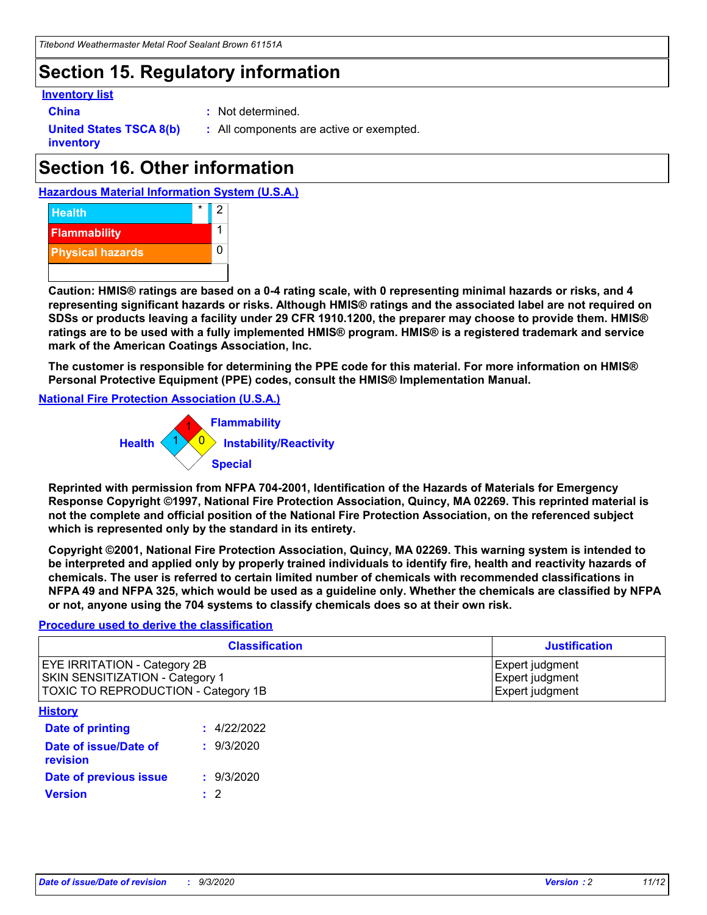## Section 15. Regulatory information

### Inventory list

**China** : Not determined.

**United States TSCA 8(b) inventory** : All components are active or exempted.

## Section 16. Other information

### Hazardous Material Information System (U.S.A.)

| | | |
|---|---|---|
| Health | * | 2 |
| Flammability | | 1 |
| Physical hazards | | 0 |

**Caution: HMIS® ratings are based on a 0-4 rating scale, with 0 representing minimal hazards or risks, and 4 representing significant hazards or risks. Although HMIS® ratings and the associated label are not required on SDSs or products leaving a facility under 29 CFR 1910.1200, the preparer may choose to provide them. HMIS® ratings are to be used with a fully implemented HMIS® program. HMIS® is a registered trademark and service mark of the American Coatings Association, Inc.**

**The customer is responsible for determining the PPE code for this material. For more information on HMIS® Personal Protective Equipment (PPE) codes, consult the HMIS® Implementation Manual.**

### National Fire Protection Association (U.S.A.)

Flammability: 1
Health: 1
Instability/Reactivity: 0
Special:

**Reprinted with permission from NFPA 704-2001, Identification of the Hazards of Materials for Emergency Response Copyright ©1997, National Fire Protection Association, Quincy, MA 02269. This reprinted material is not the complete and official position of the National Fire Protection Association, on the referenced subject which is represented only by the standard in its entirety.**

**Copyright ©2001, National Fire Protection Association, Quincy, MA 02269. This warning system is intended to be interpreted and applied only by properly trained individuals to identify fire, health and reactivity hazards of chemicals. The user is referred to certain limited number of chemicals with recommended classifications in NFPA 49 and NFPA 325, which would be used as a guideline only. Whether the chemicals are classified by NFPA or not, anyone using the 704 systems to classify chemicals does so at their own risk.**

### Procedure used to derive the classification

| Classification | Justification |
|---|---|
| EYE IRRITATION - Category 2B | Expert judgment |
| SKIN SENSITIZATION - Category 1 | Expert judgment |
| TOXIC TO REPRODUCTION - Category 1B | Expert judgment |

### History

**Date of printing** : 4/22/2022

**Date of issue/Date of revision** : 9/3/2020

**Date of previous issue** : 9/3/2020

**Version** : 2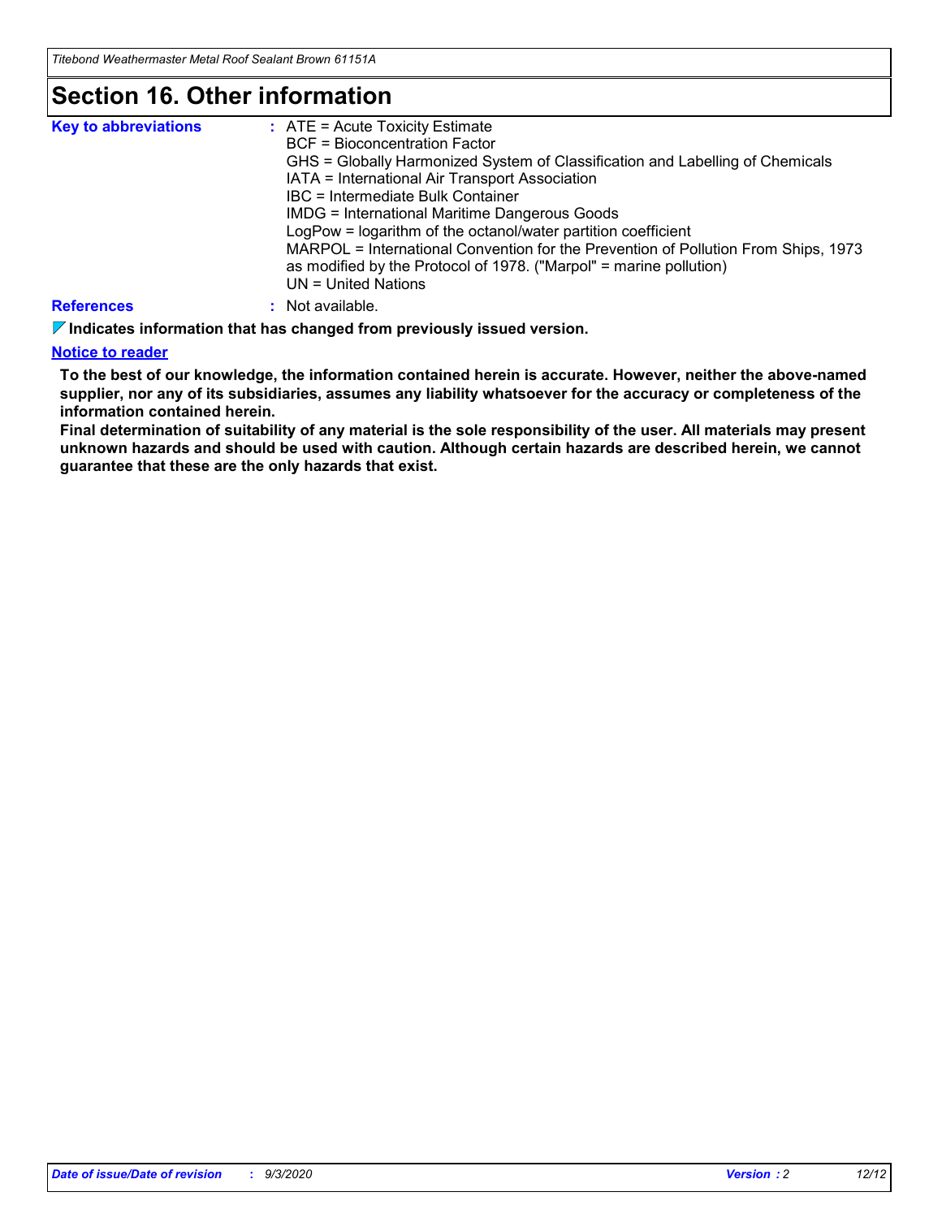# Section 16. Other information

**Key to abbreviations** : ATE = Acute Toxicity Estimate
BCF = Bioconcentration Factor
GHS = Globally Harmonized System of Classification and Labelling of Chemicals
IATA = International Air Transport Association
IBC = Intermediate Bulk Container
IMDG = International Maritime Dangerous Goods
LogPow = logarithm of the octanol/water partition coefficient
MARPOL = International Convention for the Prevention of Pollution From Ships, 1973 as modified by the Protocol of 1978. ("Marpol" = marine pollution)
UN = United Nations

**References** : Not available.

**Indicates information that has changed from previously issued version.**

**Notice to reader**

**To the best of our knowledge, the information contained herein is accurate. However, neither the above-named supplier, nor any of its subsidiaries, assumes any liability whatsoever for the accuracy or completeness of the information contained herein.**

**Final determination of suitability of any material is the sole responsibility of the user. All materials may present unknown hazards and should be used with caution. Although certain hazards are described herein, we cannot guarantee that these are the only hazards that exist.**